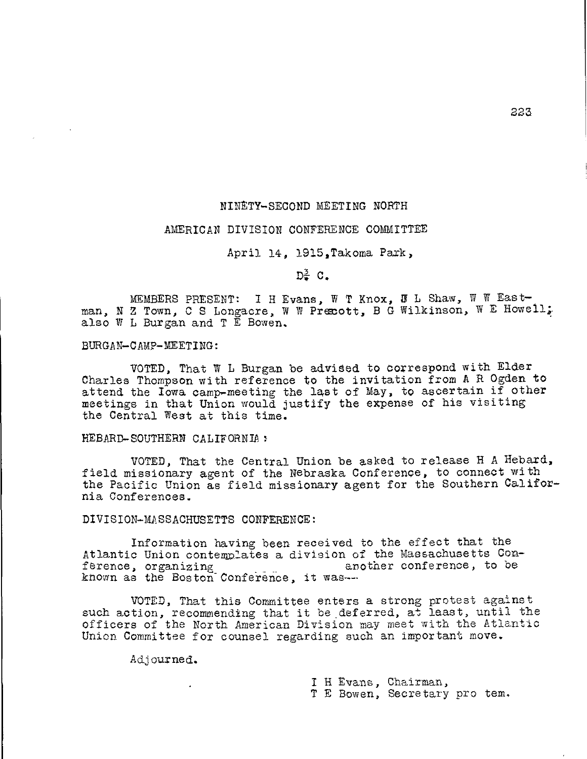NINETY-SECOND MEETING NORTH

AMERICAN DIVISION CONFERENCE COMMITTEE

April 14, 1915, Takoma Park,

D. C.

MEMBERS PRESENT: I H Evans, W T Knox, J L Shaw, W W Eastman, N Z Town, C S Longacre, W W Prescott, B G Wilkinson, W E Howell; also W L Burgan and T E Bowen.

BURGAN-CAMP-MEETING:

VOTED, That W L Burgan be advised to correspond with Elder Charles Thompson with reference to the invitation from A R Ogden to attend the Iowa camp-meeting the last of May, to ascertain if other meetings in that Union would justify the expense of his visiting the Central West at this time.

HEBARD-SOUTHERN CALIFORNIA:

VOTED, That the Central Union be asked to release H A Hebard, field missionary agent of the Nebraska Conference, to connect with the Pacific Union as field missionary agent for the Southern California Conferences.

DIVISION-MASSACHUSETTS CONFERENCE:

Information having been received to the effect that the Atlantic Union contemplates a division of the Massachusetts Conference, organizing another conference, to be known as the Boston Conference, it was--

VOTED, That this Committee enters a strong protest against such action, recommending that it be deferred, at least, until the officers of the North American Division may meet with the Atlantic Union Committee for counsel regarding such an important move.

Adjourned.

I H Evans, Chairman,
T E Bowen, Secretary pro tem.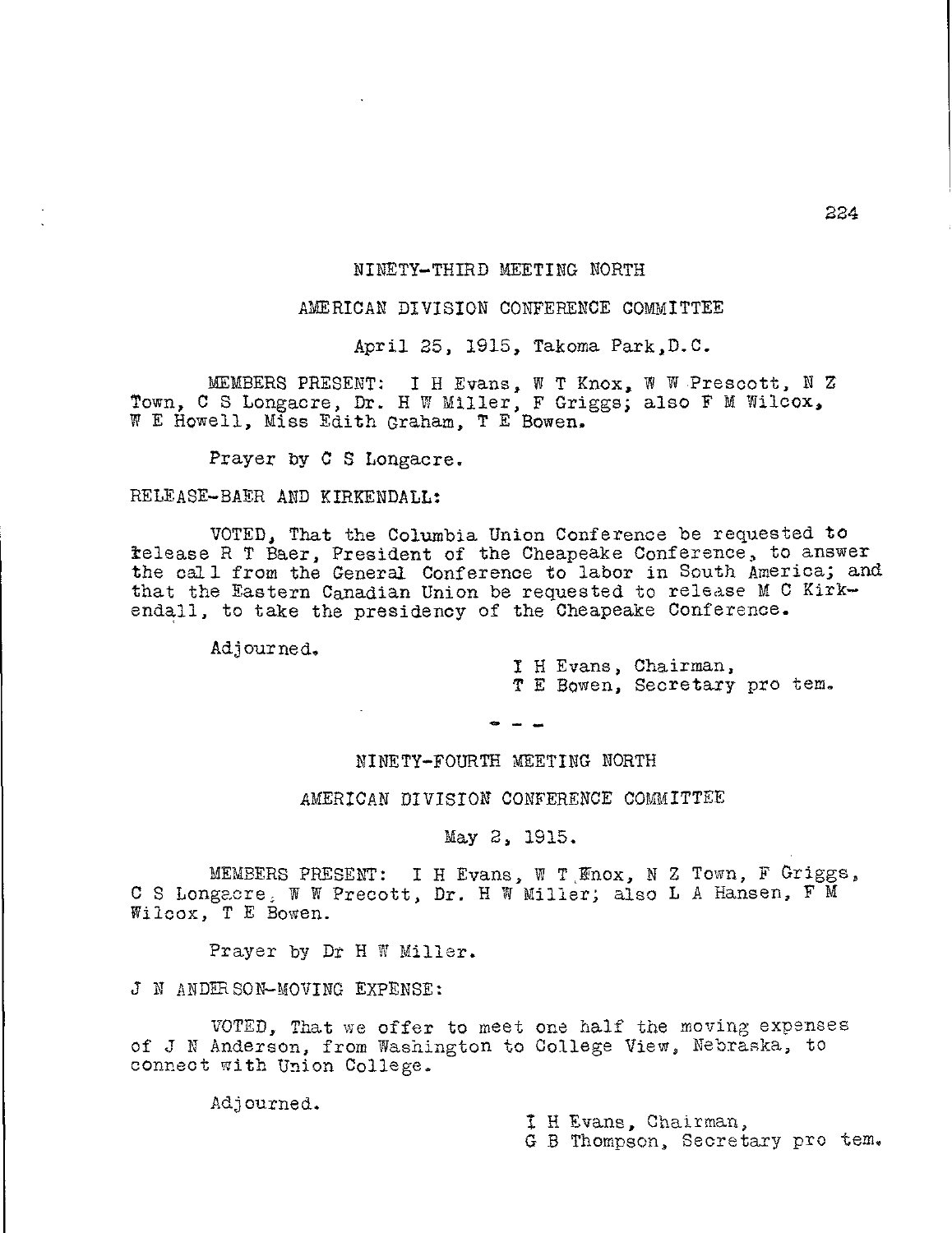NINETY-THIRD MEETING NORTH

AMERICAN DIVISION CONFERENCE COMMITTEE

April 25, 1915, Takoma Park, D.C.

MEMBERS PRESENT: I H Evans, W T Knox, W W Prescott, N Z Town, C S Longacre, Dr. H W Miller, F Griggs; also F M Wilcox, W E Howell, Miss Edith Graham, T E Bowen.

Prayer by C S Longacre.

RELEASE-BAER AND KIRKENDALL:

VOTED, That the Columbia Union Conference be requested to release R T Baer, President of the Cheapeake Conference, to answer the call from the General Conference to labor in South America; and that the Eastern Canadian Union be requested to release M C Kirkendall, to take the presidency of the Cheapeake Conference.

Adjourned.

I H Evans, Chairman,
T E Bowen, Secretary pro tem.

- - -

NINETY-FOURTH MEETING NORTH

AMERICAN DIVISION CONFERENCE COMMITTEE

May 2, 1915.

MEMBERS PRESENT: I H Evans, W T Knox, N Z Town, F Griggs, C S Longacre, W W Precott, Dr. H W Miller; also L A Hansen, F M Wilcox, T E Bowen.

Prayer by Dr H W Miller.

J N ANDERSON-MOVING EXPENSE:

VOTED, That we offer to meet one half the moving expenses of J N Anderson, from Washington to College View, Nebraska, to connect with Union College.

Adjourned.

I H Evans, Chairman,
G B Thompson, Secretary pro tem.